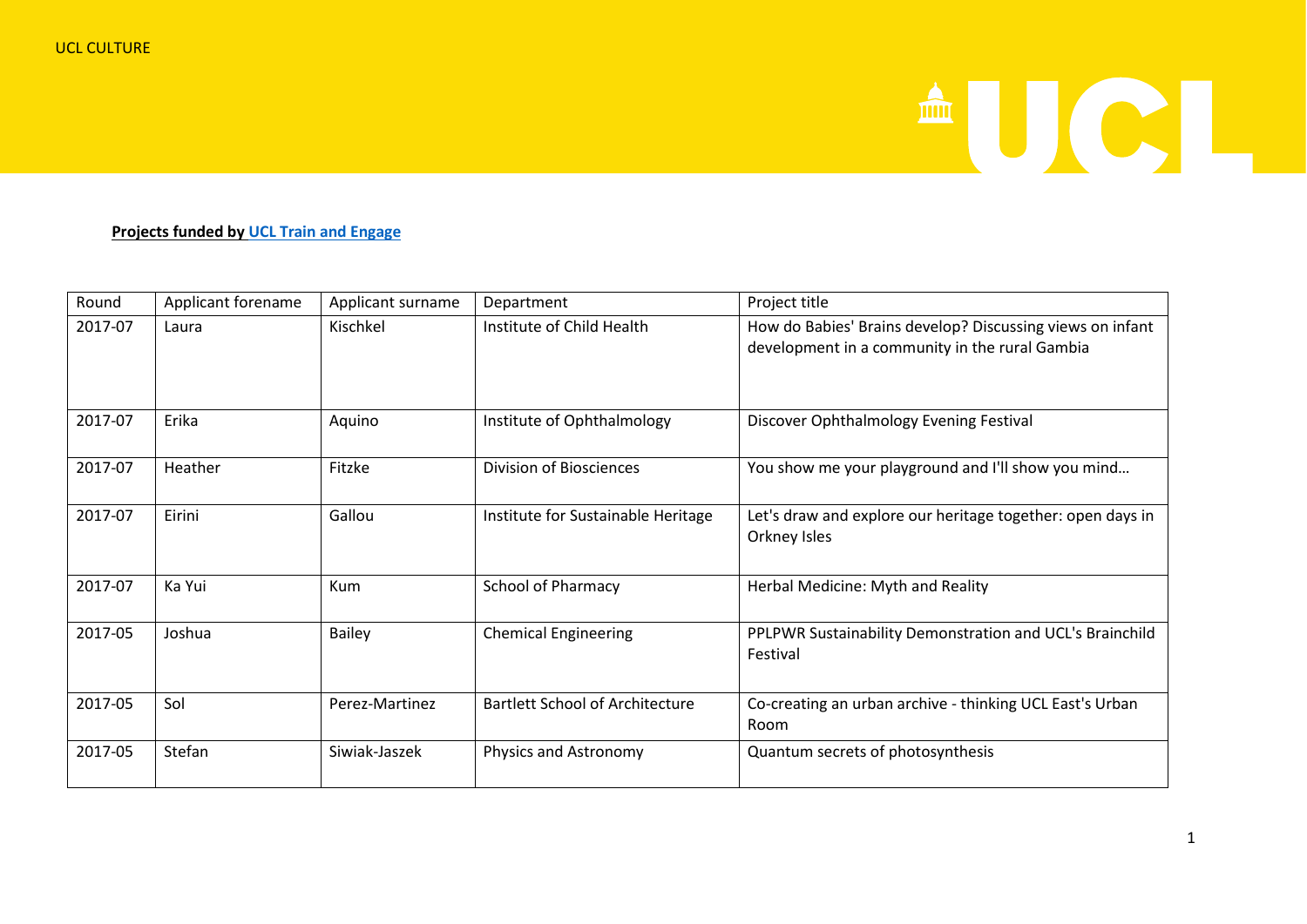UCL CULTURE

**Projects funded by UCL Train and Engage**

| Round | Applicant forename | Applicant surname | Department | Project title |
|---|---|---|---|---|
| 2017-07 | Laura | Kischkel | Institute of Child Health | How do Babies' Brains develop? Discussing views on infant development in a community in the rural Gambia |
| 2017-07 | Erika | Aquino | Institute of Ophthalmology | Discover Ophthalmology Evening Festival |
| 2017-07 | Heather | Fitzke | Division of Biosciences | You show me your playground and I'll show you mind… |
| 2017-07 | Eirini | Gallou | Institute for Sustainable Heritage | Let's draw and explore our heritage together: open days in Orkney Isles |
| 2017-07 | Ka Yui | Kum | School of Pharmacy | Herbal Medicine: Myth and Reality |
| 2017-05 | Joshua | Bailey | Chemical Engineering | PPLPWR Sustainability Demonstration and UCL's Brainchild Festival |
| 2017-05 | Sol | Perez-Martinez | Bartlett School of Architecture | Co-creating an urban archive - thinking UCL East's Urban Room |
| 2017-05 | Stefan | Siwiak-Jaszek | Physics and Astronomy | Quantum secrets of photosynthesis |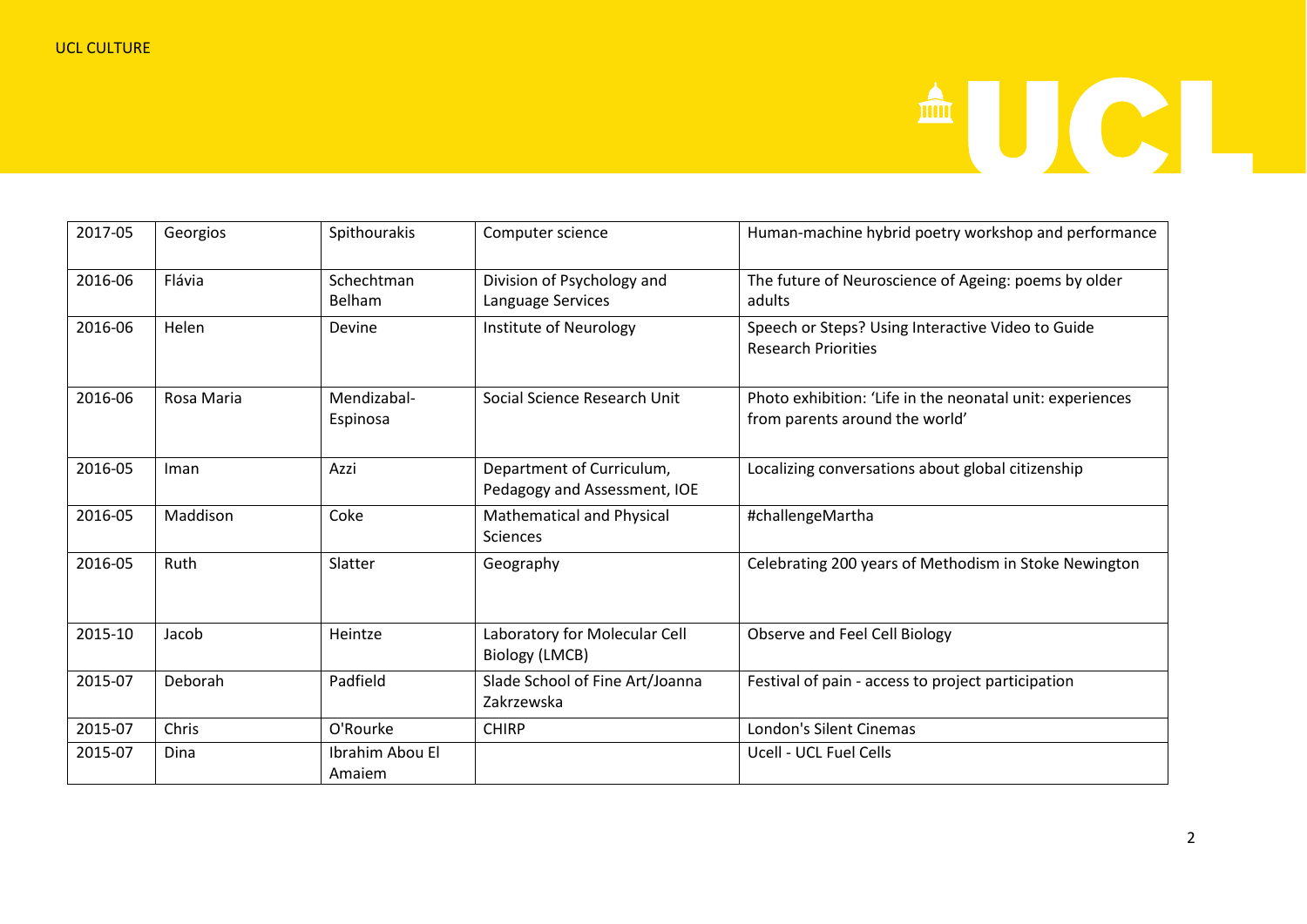| 2017-05 | Georgios | Spithourakis | Computer science | Human-machine hybrid poetry workshop and performance |
|---|---|---|---|---|
| 2016-06 | Flávia | Schechtman Belham | Division of Psychology and Language Services | The future of Neuroscience of Ageing: poems by older adults |
| 2016-06 | Helen | Devine | Institute of Neurology | Speech or Steps? Using Interactive Video to Guide Research Priorities |
| 2016-06 | Rosa Maria | Mendizabal-Espinosa | Social Science Research Unit | Photo exhibition: 'Life in the neonatal unit: experiences from parents around the world' |
| 2016-05 | Iman | Azzi | Department of Curriculum, Pedagogy and Assessment, IOE | Localizing conversations about global citizenship |
| 2016-05 | Maddison | Coke | Mathematical and Physical Sciences | #challengeMartha |
| 2016-05 | Ruth | Slatter | Geography | Celebrating 200 years of Methodism in Stoke Newington |
| 2015-10 | Jacob | Heintze | Laboratory for Molecular Cell Biology (LMCB) | Observe and Feel Cell Biology |
| 2015-07 | Deborah | Padfield | Slade School of Fine Art/Joanna Zakrzewska | Festival of pain - access to project participation |
| 2015-07 | Chris | O'Rourke | CHIRP | London's Silent Cinemas |
| 2015-07 | Dina | Ibrahim Abou El Amaiem | | Ucell - UCL Fuel Cells |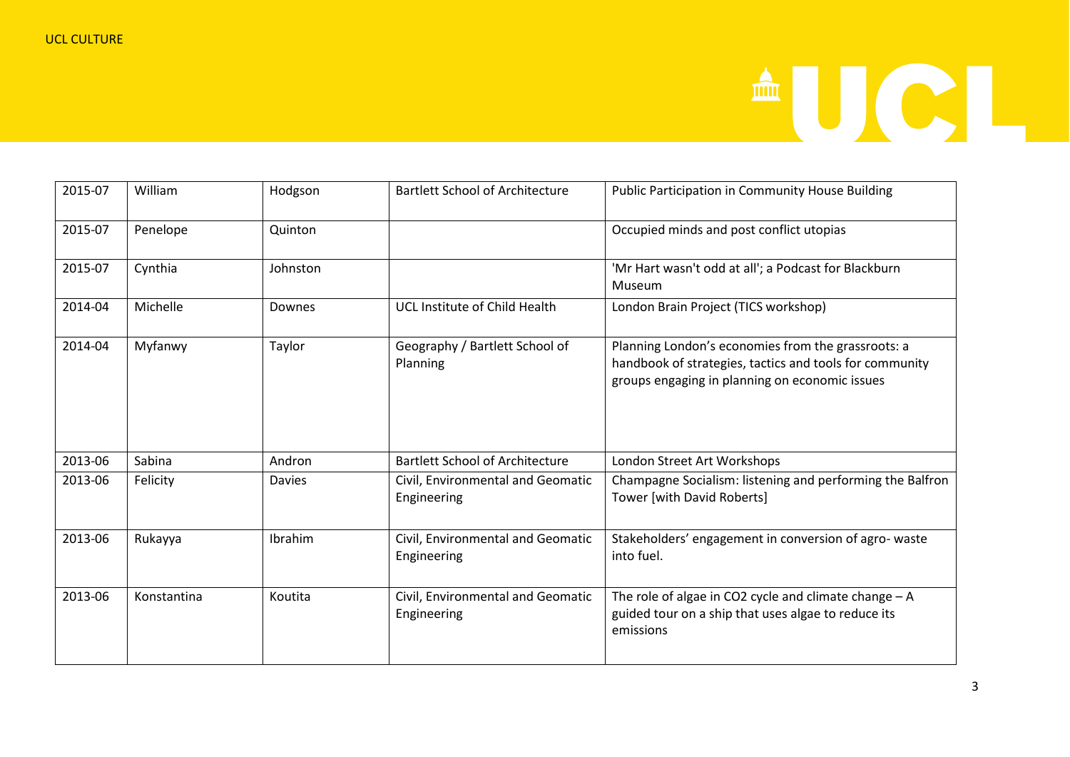| | | | | |
|---|---|---|---|---|
| 2015-07 | William | Hodgson | Bartlett School of Architecture | Public Participation in Community House Building |
| 2015-07 | Penelope | Quinton | | Occupied minds and post conflict utopias |
| 2015-07 | Cynthia | Johnston | | 'Mr Hart wasn't odd at all'; a Podcast for Blackburn Museum |
| 2014-04 | Michelle | Downes | UCL Institute of Child Health | London Brain Project (TICS workshop) |
| 2014-04 | Myfanwy | Taylor | Geography / Bartlett School of Planning | Planning London's economies from the grassroots: a handbook of strategies, tactics and tools for community groups engaging in planning on economic issues |
| 2013-06 | Sabina | Andron | Bartlett School of Architecture | London Street Art Workshops |
| 2013-06 | Felicity | Davies | Civil, Environmental and Geomatic Engineering | Champagne Socialism: listening and performing the Balfron Tower [with David Roberts] |
| 2013-06 | Rukayya | Ibrahim | Civil, Environmental and Geomatic Engineering | Stakeholders' engagement in conversion of agro- waste into fuel. |
| 2013-06 | Konstantina | Koutita | Civil, Environmental and Geomatic Engineering | The role of algae in $CO_2$ cycle and climate change – A guided tour on a ship that uses algae to reduce its emissions |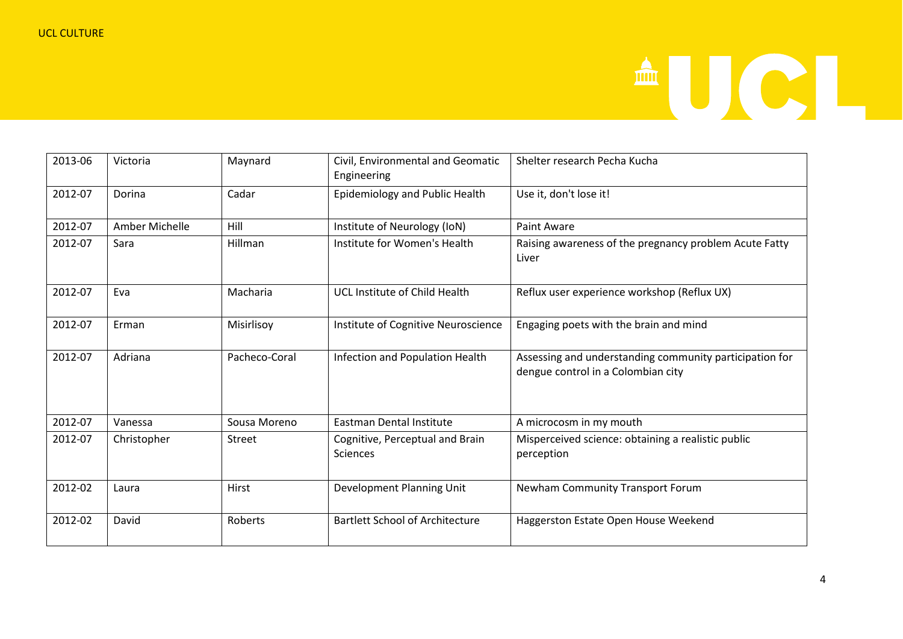| | | | | |
|---|---|---|---|---|
| 2013-06 | Victoria | Maynard | Civil, Environmental and Geomatic Engineering | Shelter research Pecha Kucha |
| 2012-07 | Dorina | Cadar | Epidemiology and Public Health | Use it, don't lose it! |
| 2012-07 | Amber Michelle | Hill | Institute of Neurology (IoN) | Paint Aware |
| 2012-07 | Sara | Hillman | Institute for Women's Health | Raising awareness of the pregnancy problem Acute Fatty Liver |
| 2012-07 | Eva | Macharia | UCL Institute of Child Health | Reflux user experience workshop (Reflux UX) |
| 2012-07 | Erman | Misirlisoy | Institute of Cognitive Neuroscience | Engaging poets with the brain and mind |
| 2012-07 | Adriana | Pacheco-Coral | Infection and Population Health | Assessing and understanding community participation for dengue control in a Colombian city |
| 2012-07 | Vanessa | Sousa Moreno | Eastman Dental Institute | A microcosm in my mouth |
| 2012-07 | Christopher | Street | Cognitive, Perceptual and Brain Sciences | Misperceived science: obtaining a realistic public perception |
| 2012-02 | Laura | Hirst | Development Planning Unit | Newham Community Transport Forum |
| 2012-02 | David | Roberts | Bartlett School of Architecture | Haggerston Estate Open House Weekend |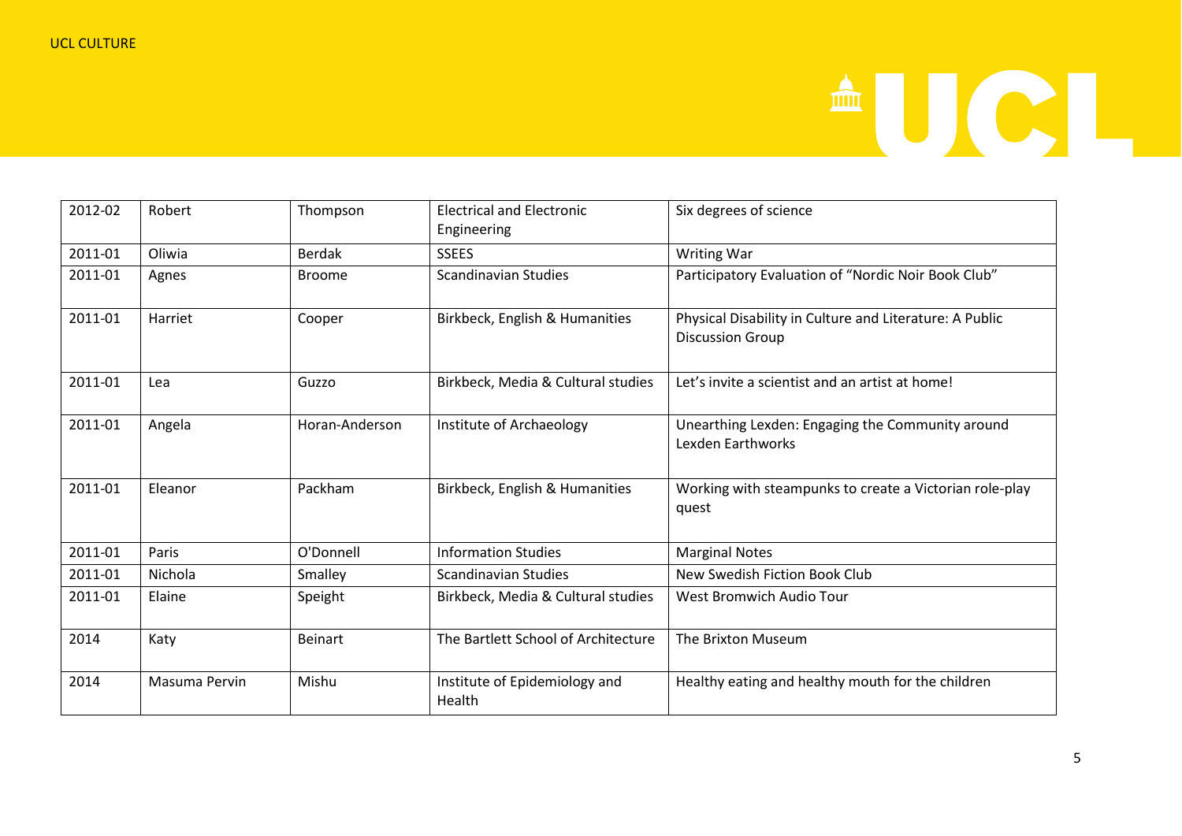| 2012-02 | Robert | Thompson | Electrical and Electronic Engineering | Six degrees of science |
|---|---|---|---|---|
| 2011-01 | Oliwia | Berdak | SSEES | Writing War |
| 2011-01 | Agnes | Broome | Scandinavian Studies | Participatory Evaluation of "Nordic Noir Book Club" |
| 2011-01 | Harriet | Cooper | Birkbeck, English & Humanities | Physical Disability in Culture and Literature: A Public Discussion Group |
| 2011-01 | Lea | Guzzo | Birkbeck, Media & Cultural studies | Let's invite a scientist and an artist at home! |
| 2011-01 | Angela | Horan-Anderson | Institute of Archaeology | Unearthing Lexden: Engaging the Community around Lexden Earthworks |
| 2011-01 | Eleanor | Packham | Birkbeck, English & Humanities | Working with steampunks to create a Victorian role-play quest |
| 2011-01 | Paris | O'Donnell | Information Studies | Marginal Notes |
| 2011-01 | Nichola | Smalley | Scandinavian Studies | New Swedish Fiction Book Club |
| 2011-01 | Elaine | Speight | Birkbeck, Media & Cultural studies | West Bromwich Audio Tour |
| 2014 | Katy | Beinart | The Bartlett School of Architecture | The Brixton Museum |
| 2014 | Masuma Pervin | Mishu | Institute of Epidemiology and Health | Healthy eating and healthy mouth for the children |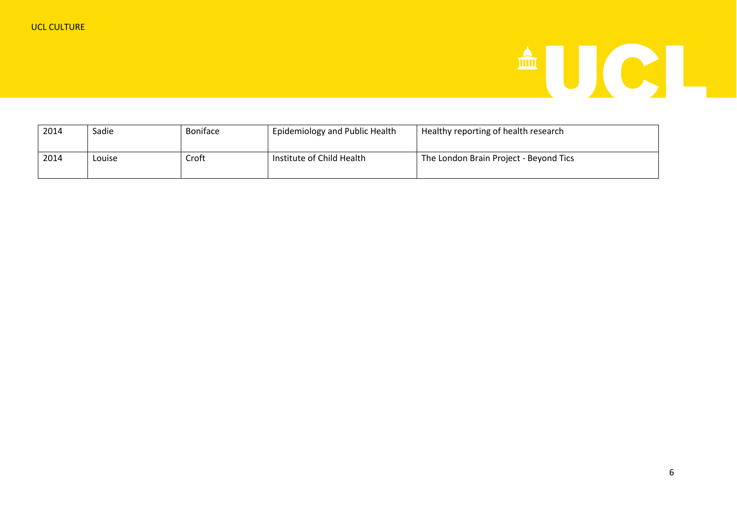| | | | | |
|---|---|---|---|---|
| 2014 | Sadie | Boniface | Epidemiology and Public Health | Healthy reporting of health research |
| 2014 | Louise | Croft | Institute of Child Health | The London Brain Project - Beyond Tics |